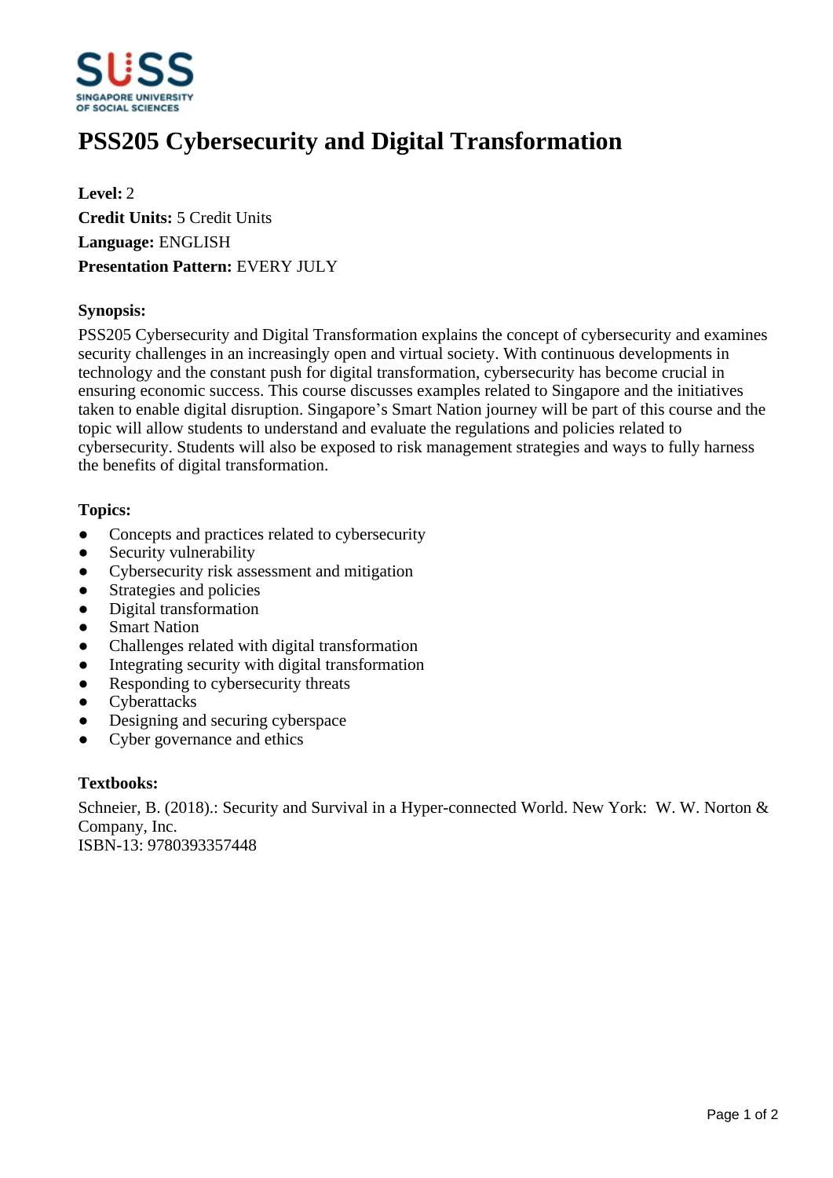# PSS205 Cybersecurity and Digital Transformation

**Level:** 2
**Credit Units:** 5 Credit Units
**Language:** ENGLISH
**Presentation Pattern:** EVERY JULY

## Synopsis:

PSS205 Cybersecurity and Digital Transformation explains the concept of cybersecurity and examines security challenges in an increasingly open and virtual society. With continuous developments in technology and the constant push for digital transformation, cybersecurity has become crucial in ensuring economic success. This course discusses examples related to Singapore and the initiatives taken to enable digital disruption. Singapore's Smart Nation journey will be part of this course and the topic will allow students to understand and evaluate the regulations and policies related to cybersecurity. Students will also be exposed to risk management strategies and ways to fully harness the benefits of digital transformation.

## Topics:

- Concepts and practices related to cybersecurity
- Security vulnerability
- Cybersecurity risk assessment and mitigation
- Strategies and policies
- Digital transformation
- Smart Nation
- Challenges related with digital transformation
- Integrating security with digital transformation
- Responding to cybersecurity threats
- Cyberattacks
- Designing and securing cyberspace
- Cyber governance and ethics

## Textbooks:

Schneier, B. (2018).: Security and Survival in a Hyper-connected World. New York: W. W. Norton & Company, Inc.
ISBN-13: 9780393357448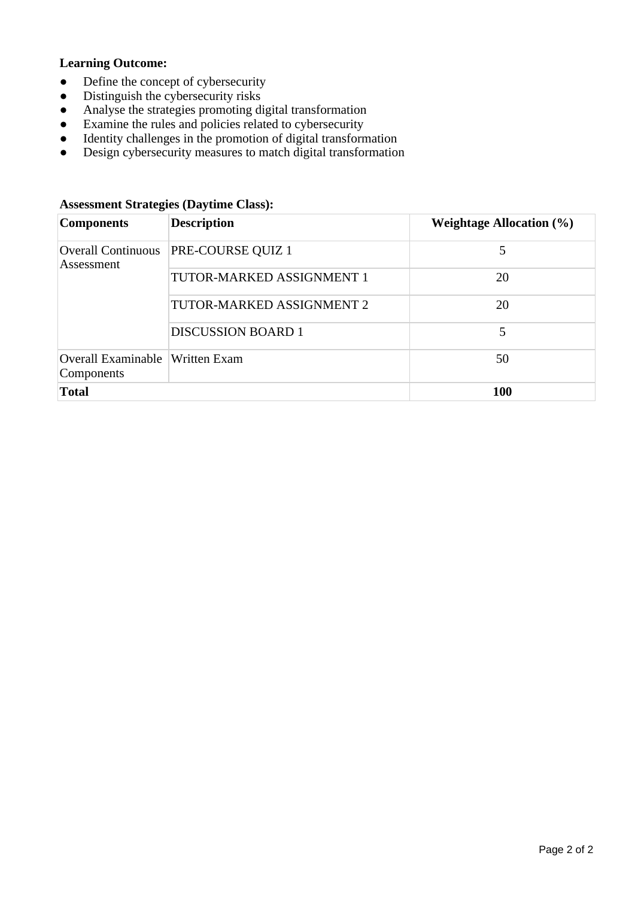**Learning Outcome:**

- Define the concept of cybersecurity
- Distinguish the cybersecurity risks
- Analyse the strategies promoting digital transformation
- Examine the rules and policies related to cybersecurity
- Identity challenges in the promotion of digital transformation
- Design cybersecurity measures to match digital transformation

**Assessment Strategies (Daytime Class):**

| Components | Description | Weightage Allocation (%) |
|---|---|---|
| Overall Continuous Assessment | PRE-COURSE QUIZ 1 | 5 |
| | TUTOR-MARKED ASSIGNMENT 1 | 20 |
| | TUTOR-MARKED ASSIGNMENT 2 | 20 |
| | DISCUSSION BOARD 1 | 5 |
| Overall Examinable Components | Written Exam | 50 |
| **Total** | | **100** |